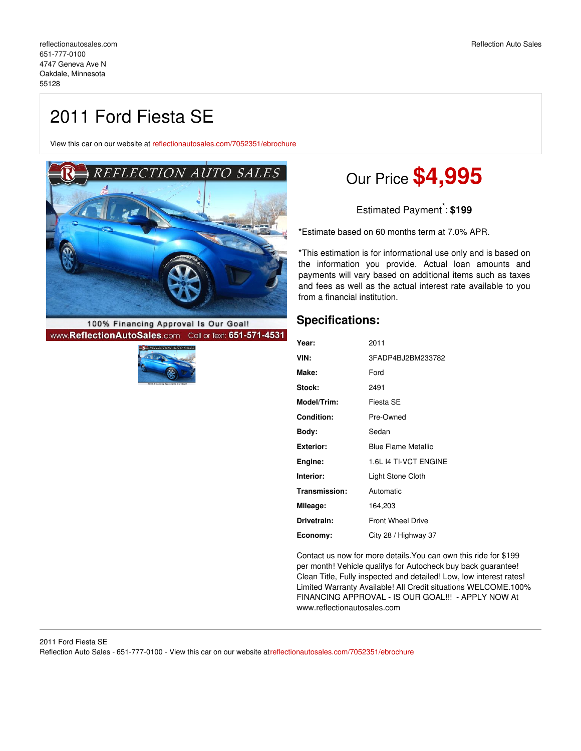reflectionautosales.com
651-777-0100
4747 Geneva Ave N
Oakdale, Minnesota
55128

Reflection Auto Sales

# 2011 Ford Fiesta SE

View this car on our website at reflectionautosales.com/7052351/ebrochure

Our Price **$4,995**

Estimated Payment*: **$199**

*Estimate based on 60 months term at 7.0% APR.

*This estimation is for informational use only and is based on the information you provide. Actual loan amounts and payments will vary based on additional items such as taxes and fees as well as the actual interest rate available to you from a financial institution.

## Specifications:

| | |
|---|---|
| **Year:** | 2011 |
| **VIN:** | 3FADP4BJ2BM233782 |
| **Make:** | Ford |
| **Stock:** | 2491 |
| **Model/Trim:** | Fiesta SE |
| **Condition:** | Pre-Owned |
| **Body:** | Sedan |
| **Exterior:** | Blue Flame Metallic |
| **Engine:** | 1.6L I4 TI-VCT ENGINE |
| **Interior:** | Light Stone Cloth |
| **Transmission:** | Automatic |
| **Mileage:** | 164,203 |
| **Drivetrain:** | Front Wheel Drive |
| **Economy:** | City 28 / Highway 37 |

Contact us now for more details.You can own this ride for $199 per month! Vehicle qualifys for Autocheck buy back guarantee! Clean Title, Fully inspected and detailed! Low, low interest rates! Limited Warranty Available! All Credit situations WELCOME.100% FINANCING APPROVAL - IS OUR GOAL!!! - APPLY NOW At www.reflectionautosales.com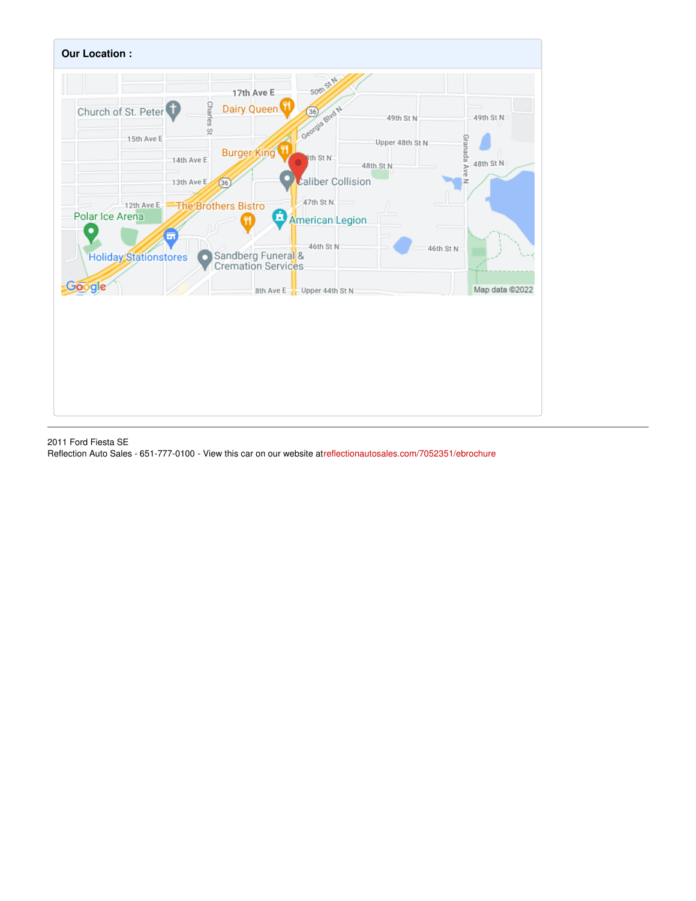**Our Location :**

2011 Ford Fiesta SE
Reflection Auto Sales - 651-777-0100 - View this car on our website atreflectionautosales.com/7052351/ebrochure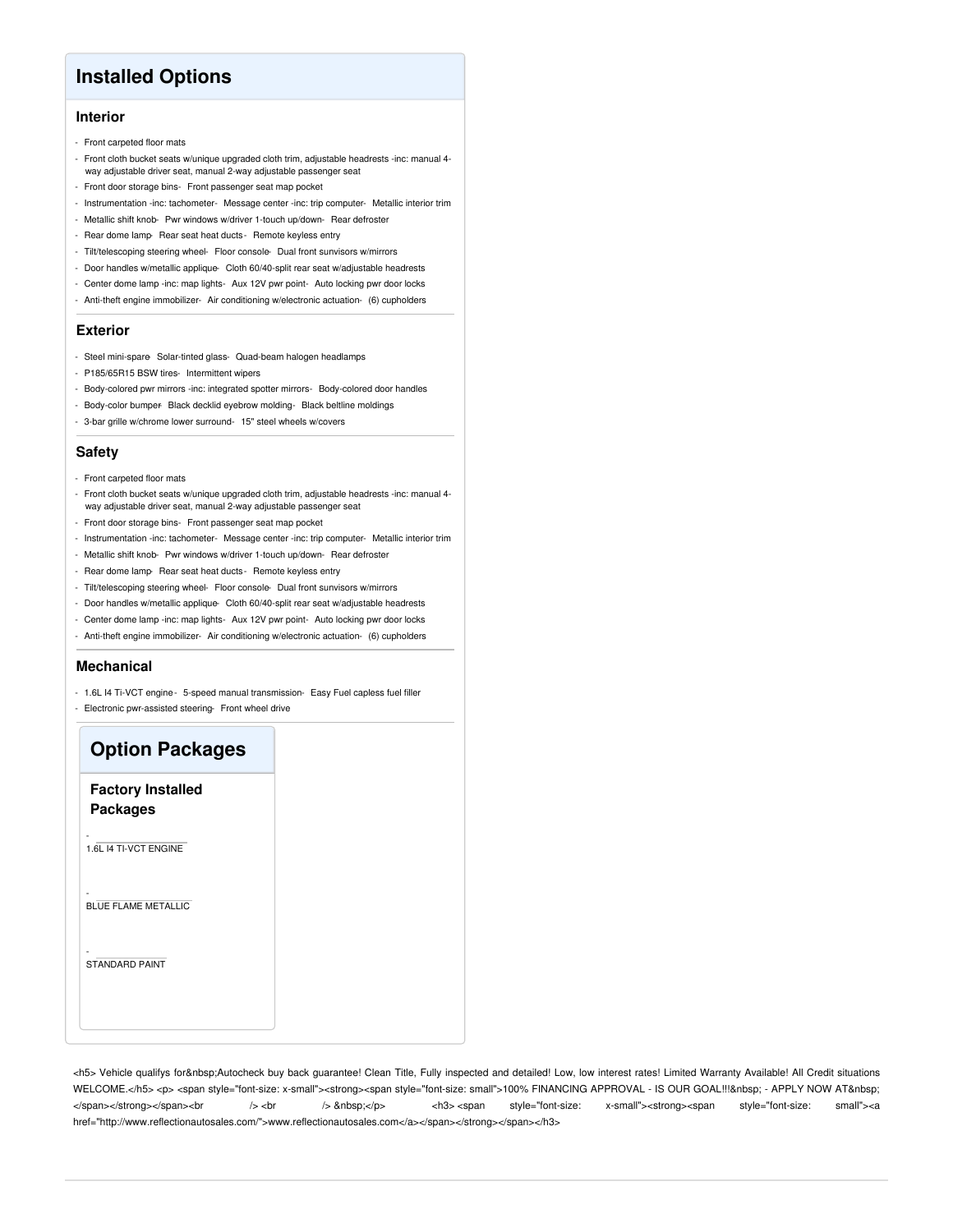# Installed Options

## Interior

- Front carpeted floor mats
- Front cloth bucket seats w/unique upgraded cloth trim, adjustable headrests -inc: manual 4-way adjustable driver seat, manual 2-way adjustable passenger seat
- Front door storage bins- Front passenger seat map pocket
- Instrumentation -inc: tachometer- Message center -inc: trip computer- Metallic interior trim
- Metallic shift knob- Pwr windows w/driver 1-touch up/down- Rear defroster
- Rear dome lamp- Rear seat heat ducts - Remote keyless entry
- Tilt/telescoping steering wheel- Floor console- Dual front sunvisors w/mirrors
- Door handles w/metallic applique- Cloth 60/40-split rear seat w/adjustable headrests
- Center dome lamp -inc: map lights- Aux 12V pwr point- Auto locking pwr door locks
- Anti-theft engine immobilizer- Air conditioning w/electronic actuation- (6) cupholders

## Exterior

- Steel mini-spare- Solar-tinted glass- Quad-beam halogen headlamps
- P185/65R15 BSW tires- Intermittent wipers
- Body-colored pwr mirrors -inc: integrated spotter mirrors- Body-colored door handles
- Body-color bumper- Black decklid eyebrow molding- Black beltline moldings
- 3-bar grille w/chrome lower surround- 15" steel wheels w/covers

## Safety

- Front carpeted floor mats
- Front cloth bucket seats w/unique upgraded cloth trim, adjustable headrests -inc: manual 4-way adjustable driver seat, manual 2-way adjustable passenger seat
- Front door storage bins- Front passenger seat map pocket
- Instrumentation -inc: tachometer- Message center -inc: trip computer- Metallic interior trim
- Metallic shift knob- Pwr windows w/driver 1-touch up/down- Rear defroster
- Rear dome lamp- Rear seat heat ducts - Remote keyless entry
- Tilt/telescoping steering wheel- Floor console- Dual front sunvisors w/mirrors
- Door handles w/metallic applique- Cloth 60/40-split rear seat w/adjustable headrests
- Center dome lamp -inc: map lights- Aux 12V pwr point- Auto locking pwr door locks
- Anti-theft engine immobilizer- Air conditioning w/electronic actuation- (6) cupholders

## Mechanical

- 1.6L I4 Ti-VCT engine - 5-speed manual transmission- Easy Fuel capless fuel filler
- Electronic pwr-assisted steering- Front wheel drive

# Option Packages

## Factory Installed Packages

- 1.6L I4 TI-VCT ENGINE
- BLUE FLAME METALLIC
- STANDARD PAINT

<h5> Vehicle qualifys for&nbsp;Autocheck buy back guarantee! Clean Title, Fully inspected and detailed! Low, low interest rates! Limited Warranty Available! All Credit situations WELCOME.</h5> <p> <span style="font-size: x-small"><strong><span style="font-size: small">100% FINANCING APPROVAL - IS OUR GOAL!!!&nbsp; - APPLY NOW AT&nbsp; </span></strong></span><br /> <br /> &nbsp;</p> <h3> <span style="font-size: x-small"><strong><span style="font-size: small"><a href="http://www.reflectionautosales.com/">www.reflectionautosales.com</a></span></strong></span></h3>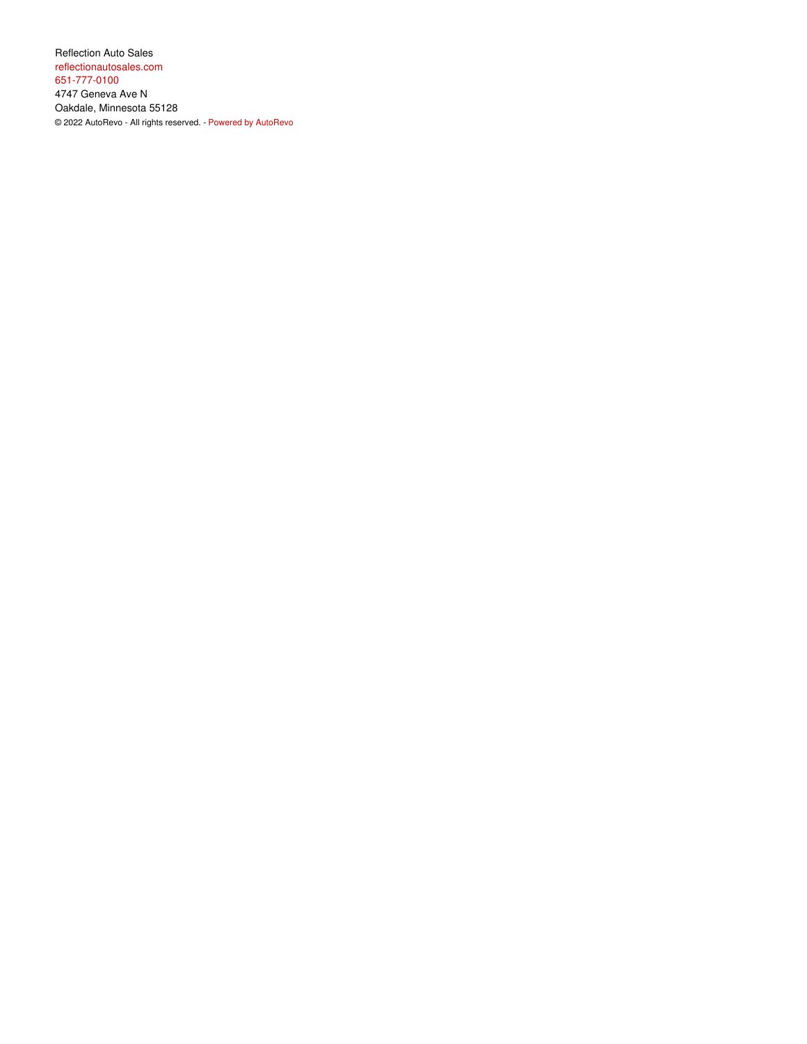Reflection Auto Sales
reflectionautosales.com
651-777-0100
4747 Geneva Ave N
Oakdale, Minnesota 55128
© 2022 AutoRevo - All rights reserved. - Powered by AutoRevo